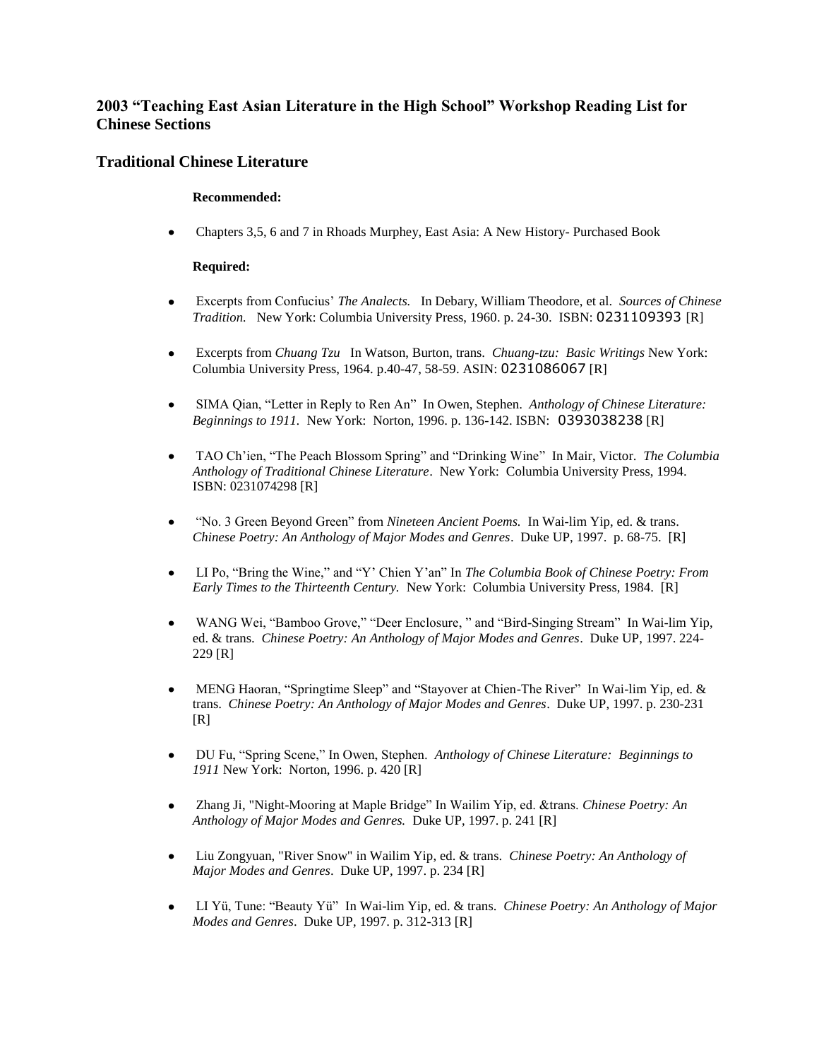## 2003 "Teaching East Asian Literature in the High School" Workshop Reading List for Chinese Sections

## Traditional Chinese Literature

**Recommended:**

- Chapters 3,5, 6 and 7 in Rhoads Murphey, East Asia: A New History- Purchased Book

**Required:**

- Excerpts from Confucius' *The Analects.* In Debary, William Theodore, et al. *Sources of Chinese Tradition.* New York: Columbia University Press, 1960. p. 24-30. ISBN: 0231109393 [R]

- Excerpts from *Chuang Tzu* In Watson, Burton, trans. *Chuang-tzu: Basic Writings* New York: Columbia University Press, 1964. p.40-47, 58-59. ASIN: 0231086067 [R]

- SIMA Qian, "Letter in Reply to Ren An" In Owen, Stephen. *Anthology of Chinese Literature: Beginnings to 1911.* New York: Norton, 1996. p. 136-142. ISBN: 0393038238 [R]

- TAO Ch'ien, "The Peach Blossom Spring" and "Drinking Wine" In Mair, Victor. *The Columbia Anthology of Traditional Chinese Literature*. New York: Columbia University Press, 1994. ISBN: 0231074298 [R]

- "No. 3 Green Beyond Green" from *Nineteen Ancient Poems.* In Wai-lim Yip, ed. & trans. *Chinese Poetry: An Anthology of Major Modes and Genres*. Duke UP, 1997. p. 68-75. [R]

- LI Po, "Bring the Wine," and "Y' Chien Y'an" In *The Columbia Book of Chinese Poetry: From Early Times to the Thirteenth Century.* New York: Columbia University Press, 1984. [R]

- WANG Wei, "Bamboo Grove," "Deer Enclosure, " and "Bird-Singing Stream" In Wai-lim Yip, ed. & trans. *Chinese Poetry: An Anthology of Major Modes and Genres*. Duke UP, 1997. 224-229 [R]

- MENG Haoran, "Springtime Sleep" and "Stayover at Chien-The River" In Wai-lim Yip, ed. & trans. *Chinese Poetry: An Anthology of Major Modes and Genres*. Duke UP, 1997. p. 230-231 [R]

- DU Fu, "Spring Scene," In Owen, Stephen. *Anthology of Chinese Literature: Beginnings to 1911* New York: Norton, 1996. p. 420 [R]

- Zhang Ji, "Night-Mooring at Maple Bridge" In Wailim Yip, ed. &trans. *Chinese Poetry: An Anthology of Major Modes and Genres.* Duke UP, 1997. p. 241 [R]

- Liu Zongyuan, "River Snow" in Wailim Yip, ed. & trans. *Chinese Poetry: An Anthology of Major Modes and Genres*. Duke UP, 1997. p. 234 [R]

- LI Yü, Tune: "Beauty Yü" In Wai-lim Yip, ed. & trans. *Chinese Poetry: An Anthology of Major Modes and Genres*. Duke UP, 1997. p. 312-313 [R]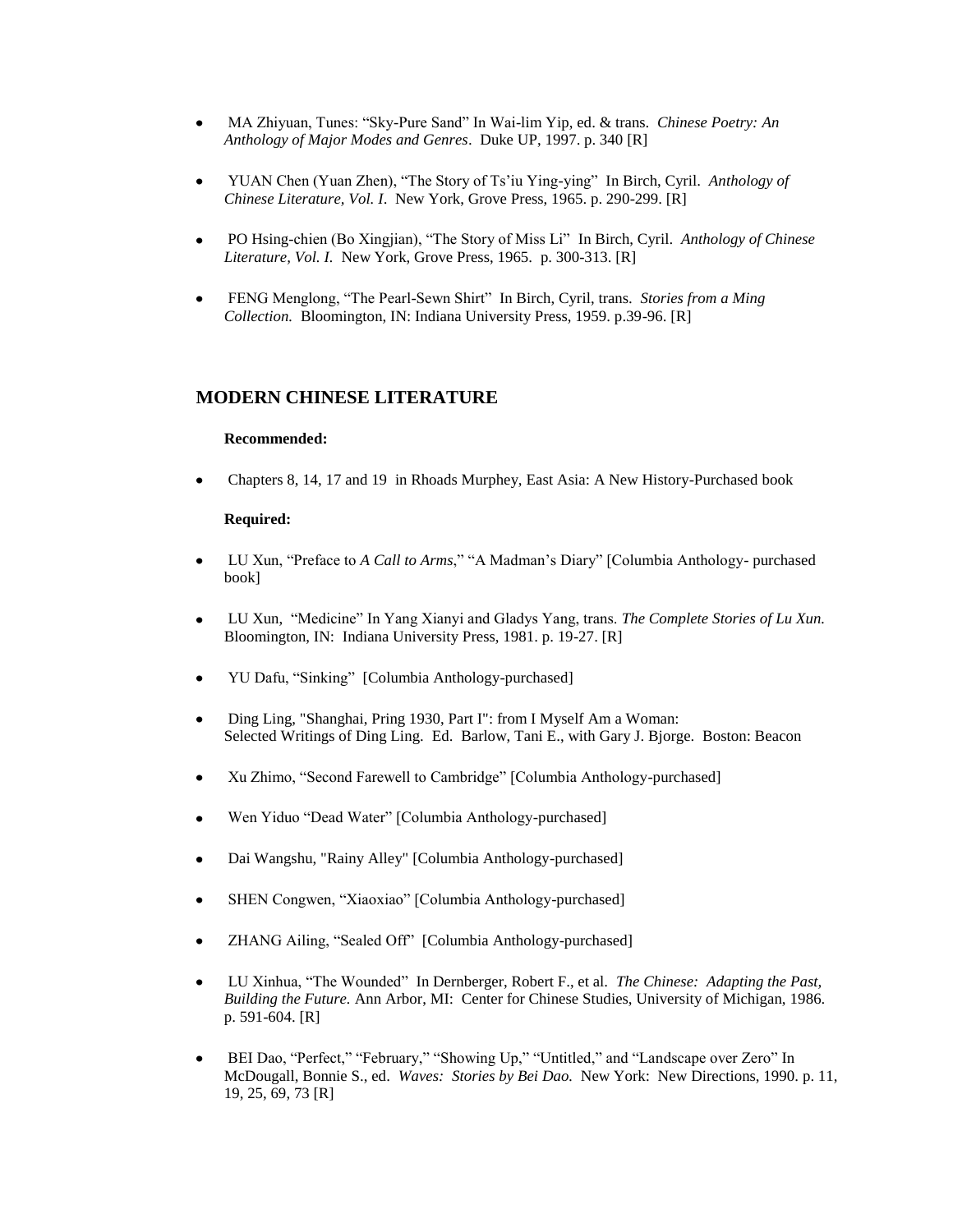- MA Zhiyuan, Tunes: “Sky-Pure Sand” In Wai-lim Yip, ed. & trans. *Chinese Poetry: An Anthology of Major Modes and Genres*. Duke UP, 1997. p. 340 [R]

- YUAN Chen (Yuan Zhen), “The Story of Ts’iu Ying-ying” In Birch, Cyril. *Anthology of Chinese Literature, Vol. I.* New York, Grove Press, 1965. p. 290-299. [R]

- PO Hsing-chien (Bo Xingjian), “The Story of Miss Li” In Birch, Cyril. *Anthology of Chinese Literature, Vol. I.* New York, Grove Press, 1965. p. 300-313. [R]

- FENG Menglong, “The Pearl-Sewn Shirt” In Birch, Cyril, trans. *Stories from a Ming Collection.* Bloomington, IN: Indiana University Press, 1959. p.39-96. [R]

## MODERN CHINESE LITERATURE

**Recommended:**

- Chapters 8, 14, 17 and 19 in Rhoads Murphey, East Asia: A New History-Purchased book

**Required:**

- LU Xun, “Preface to *A Call to Arms*,” “A Madman’s Diary” [Columbia Anthology- purchased book]

- LU Xun, “Medicine” In Yang Xianyi and Gladys Yang, trans. *The Complete Stories of Lu Xun.* Bloomington, IN: Indiana University Press, 1981. p. 19-27. [R]

- YU Dafu, “Sinking” [Columbia Anthology-purchased]

- Ding Ling, "Shanghai, Pring 1930, Part I": from I Myself Am a Woman: Selected Writings of Ding Ling. Ed. Barlow, Tani E., with Gary J. Bjorge. Boston: Beacon

- Xu Zhimo, “Second Farewell to Cambridge” [Columbia Anthology-purchased]

- Wen Yiduo “Dead Water” [Columbia Anthology-purchased]

- Dai Wangshu, "Rainy Alley" [Columbia Anthology-purchased]

- SHEN Congwen, “Xiaoxiao” [Columbia Anthology-purchased]

- ZHANG Ailing, “Sealed Off” [Columbia Anthology-purchased]

- LU Xinhua, “The Wounded” In Dernberger, Robert F., et al. *The Chinese: Adapting the Past, Building the Future.* Ann Arbor, MI: Center for Chinese Studies, University of Michigan, 1986. p. 591-604. [R]

- BEI Dao, “Perfect,” “February,” “Showing Up,” “Untitled,” and “Landscape over Zero” In McDougall, Bonnie S., ed. *Waves: Stories by Bei Dao.* New York: New Directions, 1990. p. 11, 19, 25, 69, 73 [R]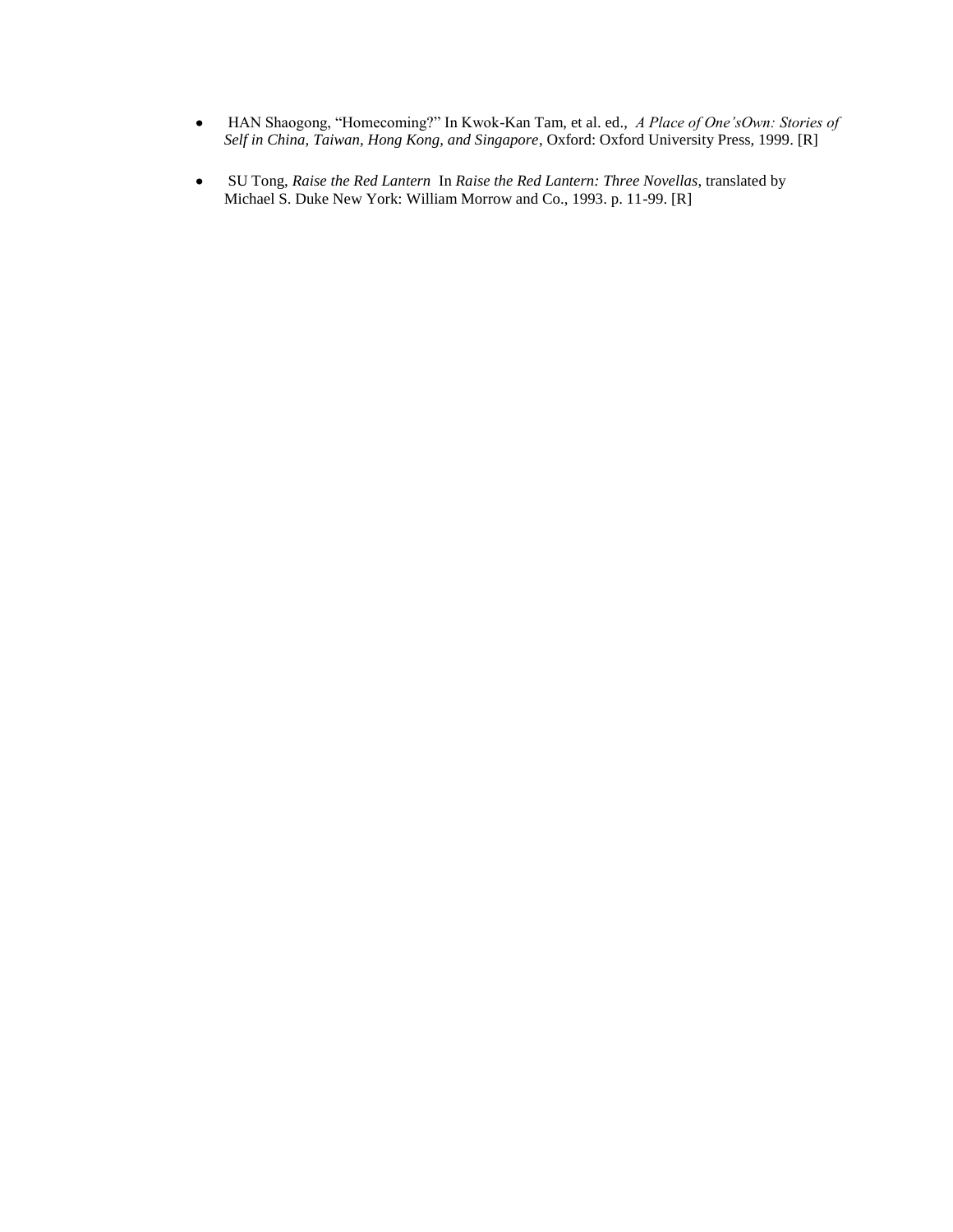- HAN Shaogong, "Homecoming?" In Kwok-Kan Tam, et al. ed., *A Place of One'sOwn: Stories of Self in China, Taiwan, Hong Kong, and Singapore*, Oxford: Oxford University Press, 1999. [R]

- SU Tong, *Raise the Red Lantern* In *Raise the Red Lantern: Three Novellas*, translated by Michael S. Duke New York: William Morrow and Co., 1993. p. 11-99. [R]